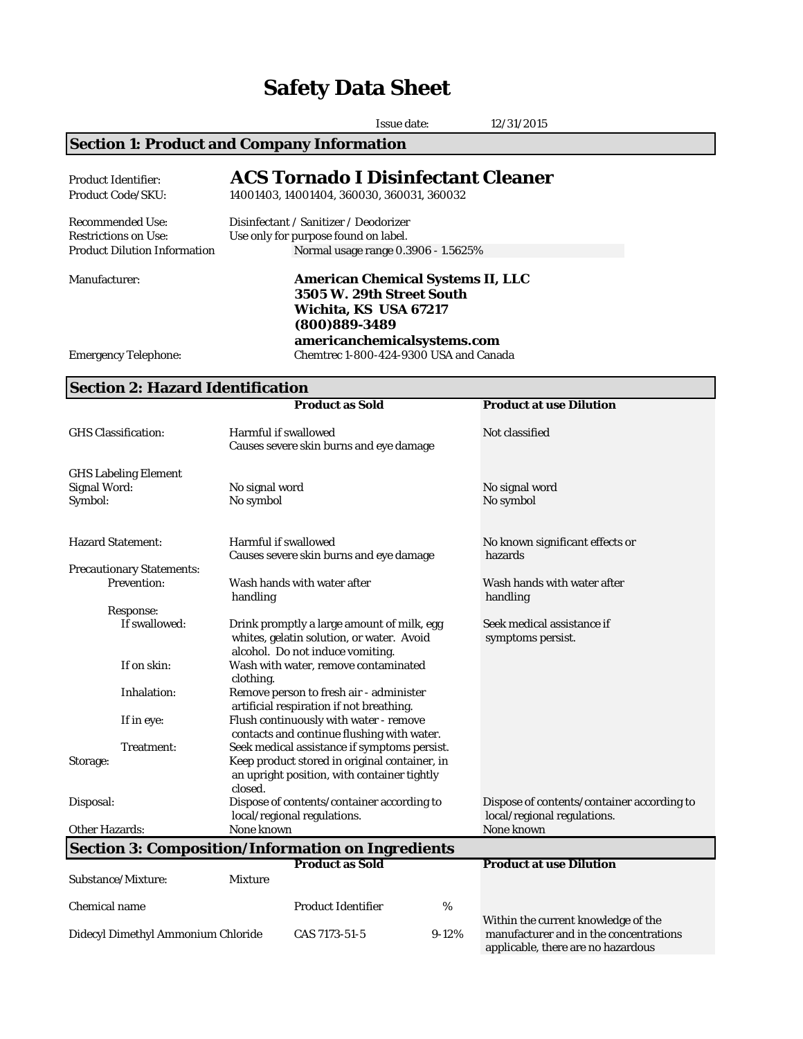# Safety Data Sheet

Issue date: 12/31/2015

## Section 1: Product and Company Information

| | |
|---|---|
| Product Identifier: | **ACS Tornado I Disinfectant Cleaner** |
| Product Code/SKU: | 14001403, 14001404, 360030, 360031, 360032 |
| Recommended Use: | Disinfectant / Sanitizer / Deodorizer |
| Restrictions on Use: | Use only for purpose found on label. |
| Product Dilution Information | Normal usage range 0.3906 - 1.5625% |
| Manufacturer: | **American Chemical Systems II, LLC**<br>**3505 W. 29th Street South**<br>**Wichita, KS USA 67217**<br>**(800)889-3489**<br>**americanchemicalsystems.com** |
| Emergency Telephone: | Chemtrec 1-800-424-9300 USA and Canada |

## Section 2: Hazard Identification

| | Product as Sold | Product at use Dilution |
|---|---|---|
| GHS Classification: | Harmful if swallowed<br>Causes severe skin burns and eye damage | Not classified |
| GHS Labeling Element | | |
| Signal Word: | No signal word | No signal word |
| Symbol: | No symbol | No symbol |
| Hazard Statement: | Harmful if swallowed<br>Causes severe skin burns and eye damage | No known significant effects or hazards |
| Precautionary Statements: | | |
| Prevention: | Wash hands with water after handling | Wash hands with water after handling |
| Response: | | |
| If swallowed: | Drink promptly a large amount of milk, egg whites, gelatin solution, or water. Avoid alcohol. Do not induce vomiting. | Seek medical assistance if symptoms persist. |
| If on skin: | Wash with water, remove contaminated clothing. | |
| Inhalation: | Remove person to fresh air - administer artificial respiration if not breathing. | |
| If in eye: | Flush continuously with water - remove contacts and continue flushing with water. | |
| Treatment: | Seek medical assistance if symptoms persist. | |
| Storage: | Keep product stored in original container, in an upright position, with container tightly closed. | |
| Disposal: | Dispose of contents/container according to local/regional regulations. | Dispose of contents/container according to local/regional regulations. |
| Other Hazards: | None known | None known |

## Section 3: Composition/Information on Ingredients

| | Product as Sold | | Product at use Dilution |
|---|---|---|---|
| Substance/Mixture: | Mixture | | |
| Chemical name | Product Identifier | % | |
| Didecyl Dimethyl Ammonium Chloride | CAS 7173-51-5 | 9-12% | Within the current knowledge of the manufacturer and in the concentrations applicable, there are no hazardous |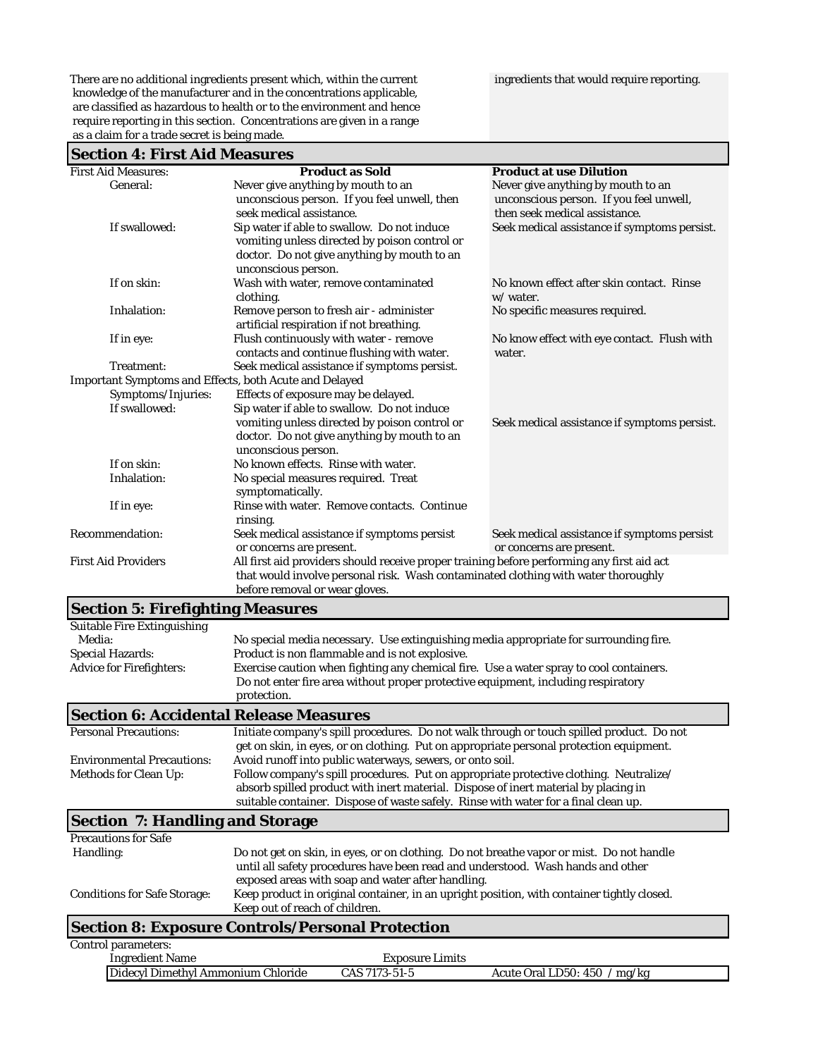There are no additional ingredients present which, within the current knowledge of the manufacturer and in the concentrations applicable, are classified as hazardous to health or to the environment and hence require reporting in this section. Concentrations are given in a range as a claim for a trade secret is being made.

ingredients that would require reporting.

## Section 4: First Aid Measures

| First Aid Measures: | Product as Sold | Product at use Dilution |
|---|---|---|
| General: | Never give anything by mouth to an unconscious person. If you feel unwell, then seek medical assistance. | Never give anything by mouth to an unconscious person. If you feel unwell, then seek medical assistance. |
| If swallowed: | Sip water if able to swallow. Do not induce vomiting unless directed by poison control or doctor. Do not give anything by mouth to an unconscious person. | Seek medical assistance if symptoms persist. |
| If on skin: | Wash with water, remove contaminated clothing. | No known effect after skin contact. Rinse w/ water. |
| Inhalation: | Remove person to fresh air - administer artificial respiration if not breathing. | No specific measures required. |
| If in eye: | Flush continuously with water - remove contacts and continue flushing with water. | No know effect with eye contact. Flush with water. |
| Treatment: | Seek medical assistance if symptoms persist. | |
| Important Symptoms and Effects, both Acute and Delayed | | |
| Symptoms/Injuries: | Effects of exposure may be delayed. | |
| If swallowed: | Sip water if able to swallow. Do not induce vomiting unless directed by poison control or doctor. Do not give anything by mouth to an unconscious person. | Seek medical assistance if symptoms persist. |
| If on skin: | No known effects. Rinse with water. | |
| Inhalation: | No special measures required. Treat symptomatically. | |
| If in eye: | Rinse with water. Remove contacts. Continue rinsing. | |
| Recommendation: | Seek medical assistance if symptoms persist or concerns are present. | Seek medical assistance if symptoms persist or concerns are present. |

First Aid Providers: All first aid providers should receive proper training before performing any first aid act that would involve personal risk. Wash contaminated clothing with water thoroughly before removal or wear gloves.

## Section 5: Firefighting Measures

| | |
|---|---|
| Suitable Fire Extinguishing Media: | No special media necessary. Use extinguishing media appropriate for surrounding fire. |
| Special Hazards: | Product is non flammable and is not explosive. |
| Advice for Firefighters: | Exercise caution when fighting any chemical fire. Use a water spray to cool containers. Do not enter fire area without proper protective equipment, including respiratory protection. |

## Section 6: Accidental Release Measures

| | |
|---|---|
| Personal Precautions: | Initiate company's spill procedures. Do not walk through or touch spilled product. Do not get on skin, in eyes, or on clothing. Put on appropriate personal protection equipment. |
| Environmental Precautions: | Avoid runoff into public waterways, sewers, or onto soil. |
| Methods for Clean Up: | Follow company's spill procedures. Put on appropriate protective clothing. Neutralize/absorb spilled product with inert material. Dispose of inert material by placing in suitable container. Dispose of waste safely. Rinse with water for a final clean up. |

## Section 7: Handling and Storage

| | |
|---|---|
| Precautions for Safe Handling: | Do not get on skin, in eyes, or on clothing. Do not breathe vapor or mist. Do not handle until all safety procedures have been read and understood. Wash hands and other exposed areas with soap and water after handling. |
| Conditions for Safe Storage: | Keep product in original container, in an upright position, with container tightly closed. Keep out of reach of children. |

## Section 8: Exposure Controls/Personal Protection

Control parameters:

| Ingredient Name | Exposure Limits | |
|---|---|---|
| Didecyl Dimethyl Ammonium Chloride | CAS 7173-51-5 | Acute Oral LD50: 450 / mg/kg |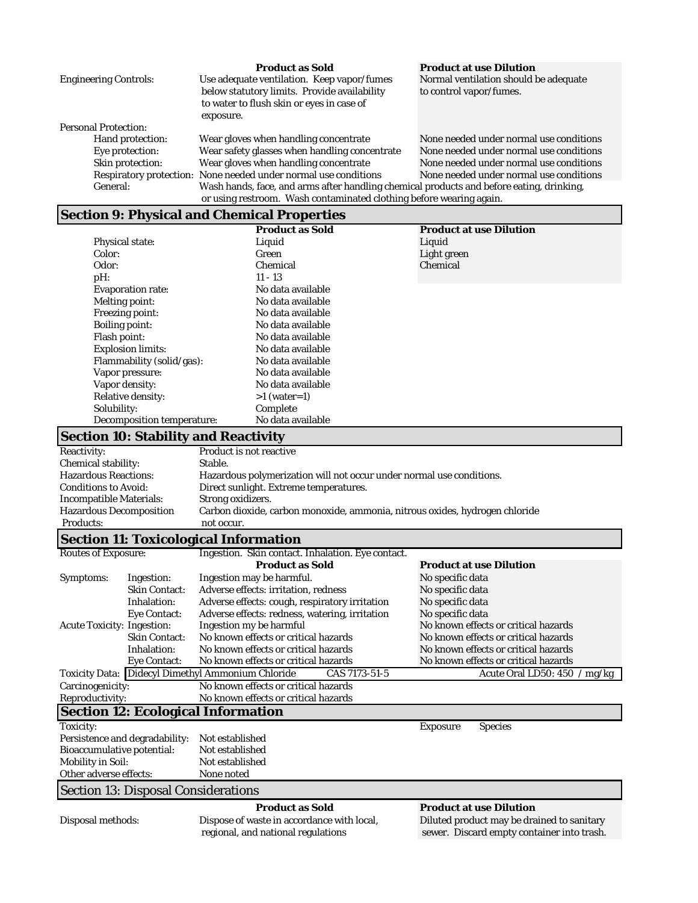| | Product as Sold | Product at use Dilution |
|---|---|---|
| Engineering Controls: | Use adequate ventilation. Keep vapor/fumes below statutory limits. Provide availability to water to flush skin or eyes in case of exposure. | Normal ventilation should be adequate to control vapor/fumes. |
| Personal Protection: | | |
| Hand protection: | Wear gloves when handling concentrate | None needed under normal use conditions |
| Eye protection: | Wear safety glasses when handling concentrate | None needed under normal use conditions |
| Skin protection: | Wear gloves when handling concentrate | None needed under normal use conditions |
| Respiratory protection: | None needed under normal use conditions | None needed under normal use conditions |
| General: | Wash hands, face, and arms after handling chemical products and before eating, drinking, or using restroom. Wash contaminated clothing before wearing again. | |

## Section 9: Physical and Chemical Properties

| | Product as Sold | Product at use Dilution |
|---|---|---|
| Physical state: | Liquid | Liquid |
| Color: | Green | Light green |
| Odor: | Chemical | Chemical |
| pH: | 11 - 13 | |
| Evaporation rate: | No data available | |
| Melting point: | No data available | |
| Freezing point: | No data available | |
| Boiling point: | No data available | |
| Flash point: | No data available | |
| Explosion limits: | No data available | |
| Flammability (solid/gas): | No data available | |
| Vapor pressure: | No data available | |
| Vapor density: | No data available | |
| Relative density: | >1 (water=1) | |
| Solubility: | Complete | |
| Decomposition temperature: | No data available | |

## Section 10: Stability and Reactivity

| | |
|---|---|
| Reactivity: | Product is not reactive |
| Chemical stability: | Stable. |
| Hazardous Reactions: | Hazardous polymerization will not occur under normal use conditions. |
| Conditions to Avoid: | Direct sunlight. Extreme temperatures. |
| Incompatible Materials: | Strong oxidizers. |
| Hazardous Decomposition Products: | Carbon dioxide, carbon monoxide, ammonia, nitrous oxides, hydrogen chloride not occur. |

## Section 11: Toxicological Information

Routes of Exposure: Ingestion. Skin contact. Inhalation. Eye contact.

| | | Product as Sold | Product at use Dilution |
|---|---|---|---|
| Symptoms: | Ingestion: | Ingestion may be harmful. | No specific data |
| | Skin Contact: | Adverse effects: irritation, redness | No specific data |
| | Inhalation: | Adverse effects: cough, respiratory irritation | No specific data |
| | Eye Contact: | Adverse effects: redness, watering, irritation | No specific data |
| Acute Toxicity: | Ingestion: | Ingestion my be harmful | No known effects or critical hazards |
| | Skin Contact: | No known effects or critical hazards | No known effects or critical hazards |
| | Inhalation: | No known effects or critical hazards | No known effects or critical hazards |
| | Eye Contact: | No known effects or critical hazards | No known effects or critical hazards |

Toxicity Data:

| Didecyl Dimethyl Ammonium Chloride | CAS 7173-51-5 | Acute Oral LD50: 450 / mg/kg |
|---|---|---|

| | |
|---|---|
| Carcinogenicity: | No known effects or critical hazards |
| Reproductivity: | No known effects or critical hazards |

## Section 12: Ecological Information

| | | Exposure | Species |
|---|---|---|---|
| Toxicity: | | | |
| Persistence and degradability: | Not established | | |
| Bioaccumulative potential: | Not established | | |
| Mobility in Soil: | Not established | | |
| Other adverse effects: | None noted | | |

## Section 13: Disposal Considerations

| | Product as Sold | Product at use Dilution |
|---|---|---|
| Disposal methods: | Dispose of waste in accordance with local, regional, and national regulations | Diluted product may be drained to sanitary sewer. Discard empty container into trash. |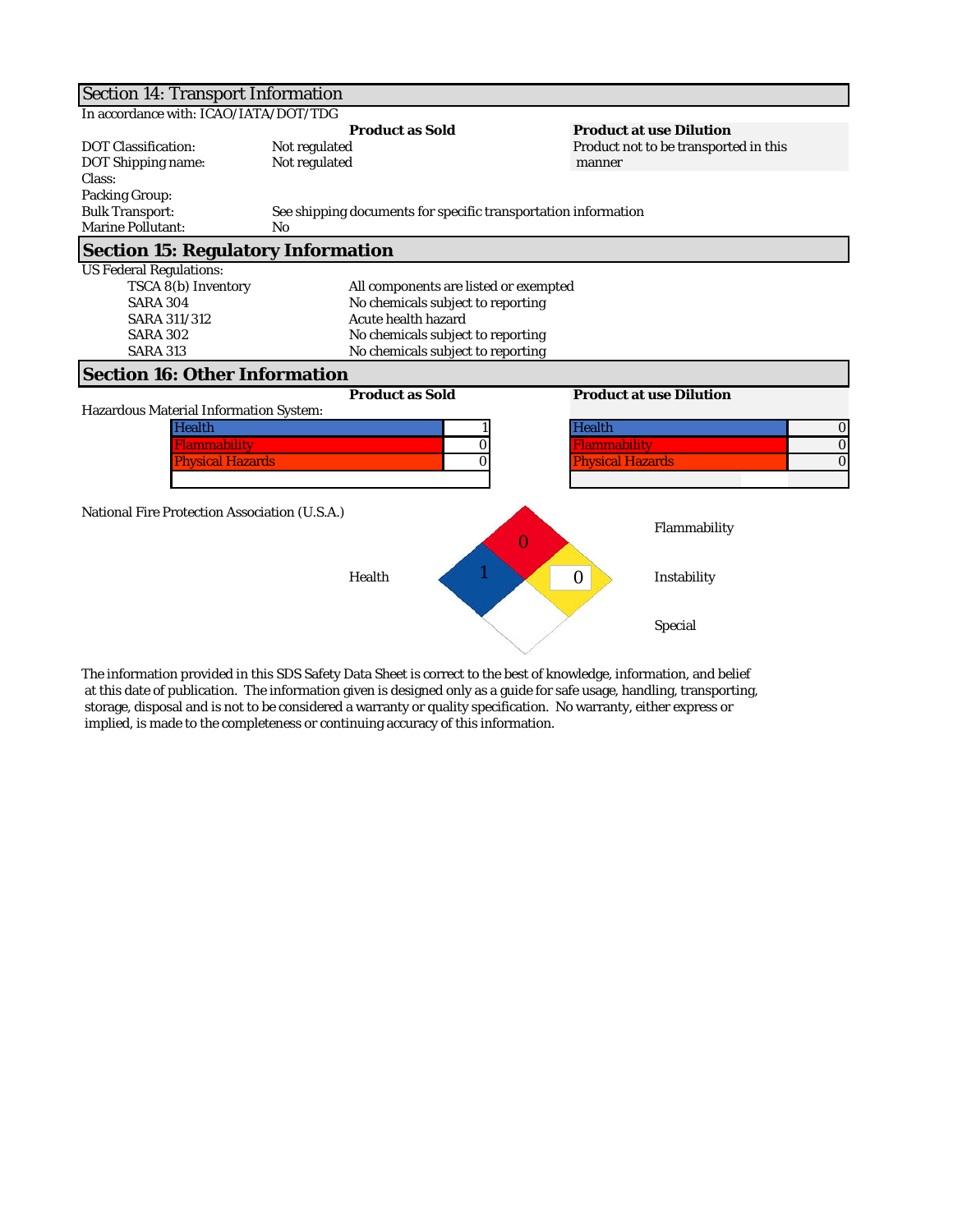## Section 14: Transport Information

In accordance with: ICAO/IATA/DOT/TDG

| | Product as Sold | Product at use Dilution |
|---|---|---|
| DOT Classification: | Not regulated | Product not to be transported in this manner |
| DOT Shipping name: | Not regulated | |
| Class: | | |
| Packing Group: | | |
| Bulk Transport: | See shipping documents for specific transportation information | |
| Marine Pollutant: | No | |

## Section 15: Regulatory Information

US Federal Regulations:

| | |
|---|---|
| TSCA 8(b) Inventory | All components are listed or exempted |
| SARA 304 | No chemicals subject to reporting |
| SARA 311/312 | Acute health hazard |
| SARA 302 | No chemicals subject to reporting |
| SARA 313 | No chemicals subject to reporting |

## Section 16: Other Information

Hazardous Material Information System:

| | Product as Sold | Product at use Dilution |
|---|---|---|
| Health | 1 | 0 |
| Flammability | 0 | 0 |
| Physical Hazards | 0 | 0 |
| | | |

National Fire Protection Association (U.S.A.)

Flammability: 0

Health: 1

Instability: 0

Special

The information provided in this SDS Safety Data Sheet is correct to the best of knowledge, information, and belief at this date of publication. The information given is designed only as a guide for safe usage, handling, transporting, storage, disposal and is not to be considered a warranty or quality specification. No warranty, either express or implied, is made to the completeness or continuing accuracy of this information.